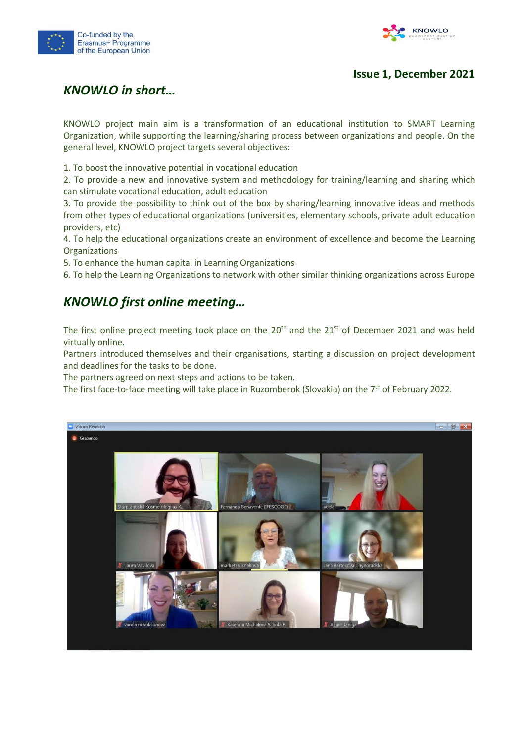Co-funded by the Erasmus+ Programme of the European Union

KNOWLO

**Issue 1, December 2021**

## *KNOWLO in short…*

KNOWLO project main aim is a transformation of an educational institution to SMART Learning Organization, while supporting the learning/sharing process between organizations and people. On the general level, KNOWLO project targets several objectives:

1. To boost the innovative potential in vocational education
2. To provide a new and innovative system and methodology for training/learning and sharing which can stimulate vocational education, adult education
3. To provide the possibility to think out of the box by sharing/learning innovative ideas and methods from other types of educational organizations (universities, elementary schools, private adult education providers, etc)
4. To help the educational organizations create an environment of excellence and become the Learning Organizations
5. To enhance the human capital in Learning Organizations
6. To help the Learning Organizations to network with other similar thinking organizations across Europe

## *KNOWLO first online meeting…*

The first online project meeting took place on the 20th and the 21st of December 2021 and was held virtually online.

Partners introduced themselves and their organisations, starting a discussion on project development and deadlines for the tasks to be done.

The partners agreed on next steps and actions to be taken.

The first face-to-face meeting will take place in Ruzomberok (Slovakia) on the 7th of February 2022.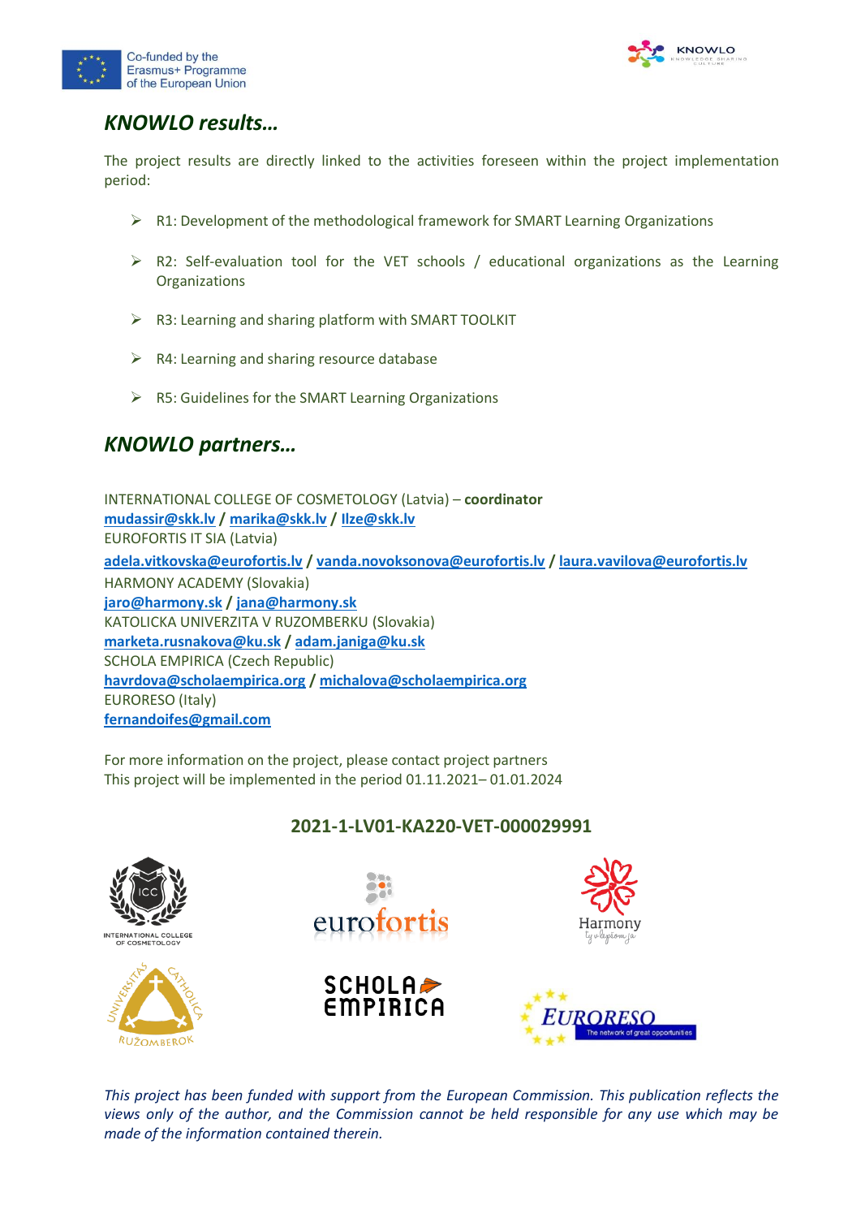## *KNOWLO results…*

The project results are directly linked to the activities foreseen within the project implementation period:

- R1: Development of the methodological framework for SMART Learning Organizations
- R2: Self-evaluation tool for the VET schools / educational organizations as the Learning Organizations
- R3: Learning and sharing platform with SMART TOOLKIT
- R4: Learning and sharing resource database
- R5: Guidelines for the SMART Learning Organizations

## *KNOWLO partners…*

INTERNATIONAL COLLEGE OF COSMETOLOGY (Latvia) – **coordinator**
**mudassir@skk.lv / marika@skk.lv / Ilze@skk.lv**
EUROFORTIS IT SIA (Latvia)
**adela.vitkovska@eurofortis.lv / vanda.novoksonova@eurofortis.lv / laura.vavilova@eurofortis.lv**
HARMONY ACADEMY (Slovakia)
**jaro@harmony.sk / jana@harmony.sk**
KATOLICKA UNIVERZITA V RUZOMBERKU (Slovakia)
**marketa.rusnakova@ku.sk / adam.janiga@ku.sk**
SCHOLA EMPIRICA (Czech Republic)
**havrdova@scholaempirica.org / michalova@scholaempirica.org**
EURORESO (Italy)
**fernandoifes@gmail.com**

For more information on the project, please contact project partners
This project will be implemented in the period 01.11.2021– 01.01.2024

**2021-1-LV01-KA220-VET-000029991**

*This project has been funded with support from the European Commission. This publication reflects the views only of the author, and the Commission cannot be held responsible for any use which may be made of the information contained therein.*